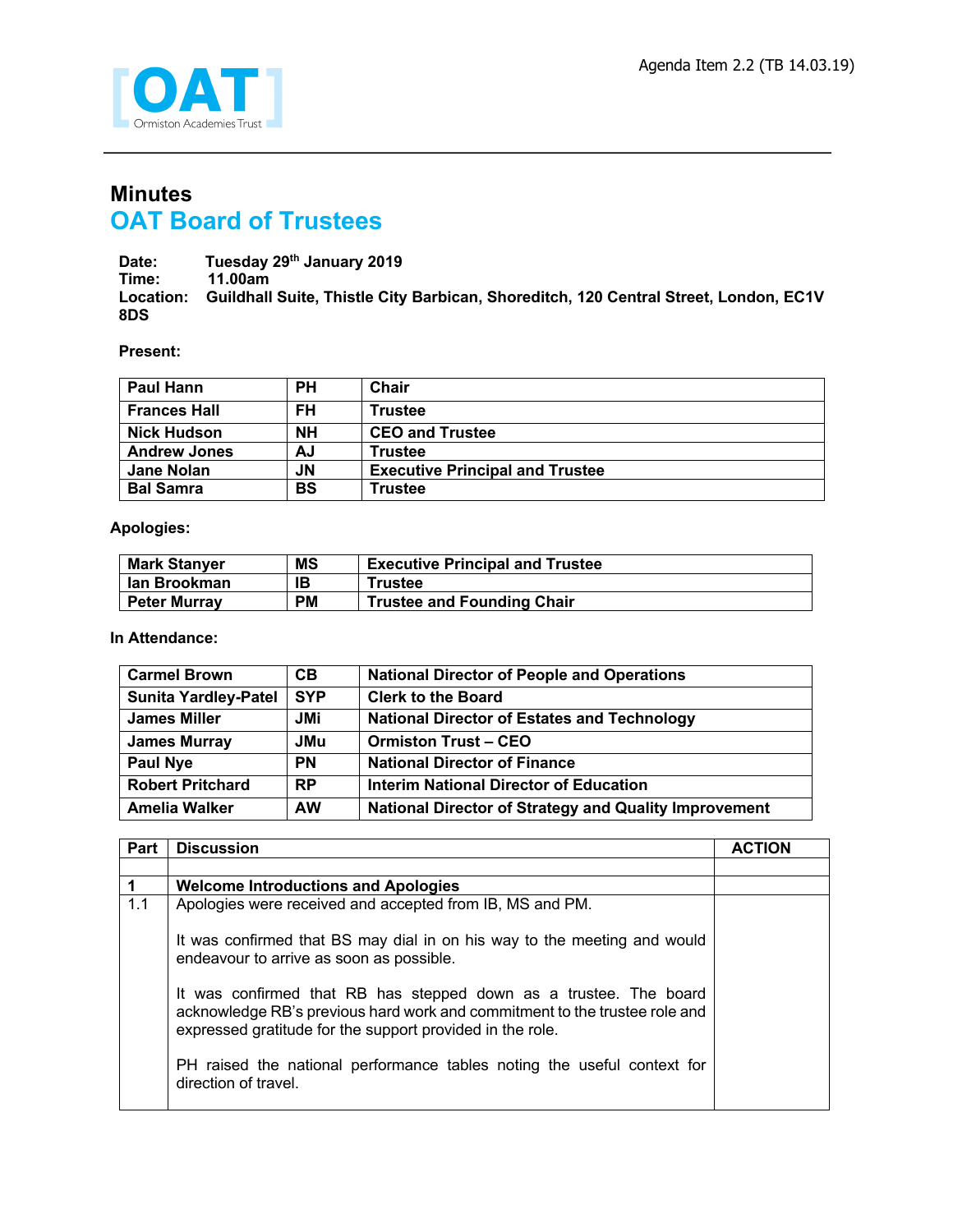[OAT] Ormiston Academies Trust

Agenda Item 2.2 (TB 14.03.19)

# Minutes
## OAT Board of Trustees

**Date:** Tuesday 29th January 2019
**Time:** 11.00am
**Location:** Guildhall Suite, Thistle City Barbican, Shoreditch, 120 Central Street, London, EC1V 8DS

**Present:**

| | | |
|---|---|---|
| Paul Hann | PH | Chair |
| Frances Hall | FH | Trustee |
| Nick Hudson | NH | CEO and Trustee |
| Andrew Jones | AJ | Trustee |
| Jane Nolan | JN | Executive Principal and Trustee |
| Bal Samra | BS | Trustee |

**Apologies:**

| | | |
|---|---|---|
| Mark Stanyer | MS | Executive Principal and Trustee |
| Ian Brookman | IB | Trustee |
| Peter Murray | PM | Trustee and Founding Chair |

**In Attendance:**

| | | |
|---|---|---|
| Carmel Brown | CB | National Director of People and Operations |
| Sunita Yardley-Patel | SYP | Clerk to the Board |
| James Miller | JMi | National Director of Estates and Technology |
| James Murray | JMu | Ormiston Trust – CEO |
| Paul Nye | PN | National Director of Finance |
| Robert Pritchard | RP | Interim National Director of Education |
| Amelia Walker | AW | National Director of Strategy and Quality Improvement |

| Part | Discussion | ACTION |
|---|---|---|
| | | |
| **1** | **Welcome Introductions and Apologies** | |
| 1.1 | Apologies were received and accepted from IB, MS and PM.<br><br>It was confirmed that BS may dial in on his way to the meeting and would endeavour to arrive as soon as possible.<br><br>It was confirmed that RB has stepped down as a trustee. The board acknowledge RB's previous hard work and commitment to the trustee role and expressed gratitude for the support provided in the role.<br><br>PH raised the national performance tables noting the useful context for direction of travel. | |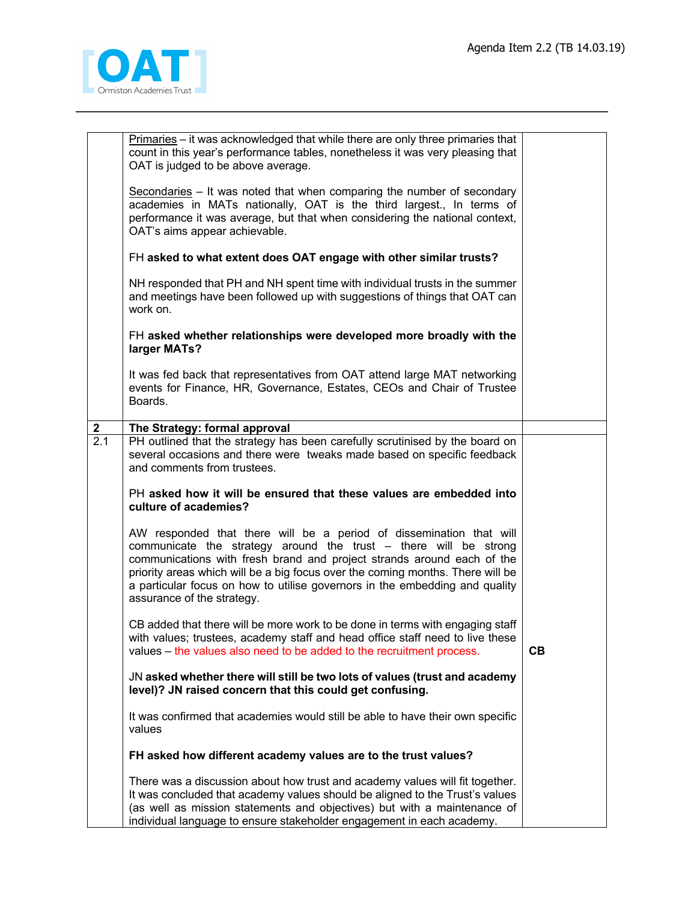| | | |
|---|---|---|
| | Primaries – it was acknowledged that while there are only three primaries that count in this year's performance tables, nonetheless it was very pleasing that OAT is judged to be above average.<br><br>Secondaries – It was noted that when comparing the number of secondary academies in MATs nationally, OAT is the third largest., In terms of performance it was average, but that when considering the national context, OAT's aims appear achievable.<br><br>FH **asked to what extent does OAT engage with other similar trusts?**<br><br>NH responded that PH and NH spent time with individual trusts in the summer and meetings have been followed up with suggestions of things that OAT can work on.<br><br>FH **asked whether relationships were developed more broadly with the larger MATs?**<br><br>It was fed back that representatives from OAT attend large MAT networking events for Finance, HR, Governance, Estates, CEOs and Chair of Trustee Boards. | |
| **2** | **The Strategy: formal approval** | |
| 2.1 | PH outlined that the strategy has been carefully scrutinised by the board on several occasions and there were tweaks made based on specific feedback and comments from trustees.<br><br>PH **asked how it will be ensured that these values are embedded into culture of academies?**<br><br>AW responded that there will be a period of dissemination that will communicate the strategy around the trust – there will be strong communications with fresh brand and project strands around each of the priority areas which will be a big focus over the coming months. There will be a particular focus on how to utilise governors in the embedding and quality assurance of the strategy.<br><br>CB added that there will be more work to be done in terms with engaging staff with values; trustees, academy staff and head office staff need to live these values – the values also need to be added to the recruitment process.<br><br>JN **asked whether there will still be two lots of values (trust and academy level)? JN raised concern that this could get confusing.**<br><br>It was confirmed that academies would still be able to have their own specific values<br><br>**FH asked how different academy values are to the trust values?**<br><br>There was a discussion about how trust and academy values will fit together. It was concluded that academy values should be aligned to the Trust's values (as well as mission statements and objectives) but with a maintenance of individual language to ensure stakeholder engagement in each academy. | **CB** |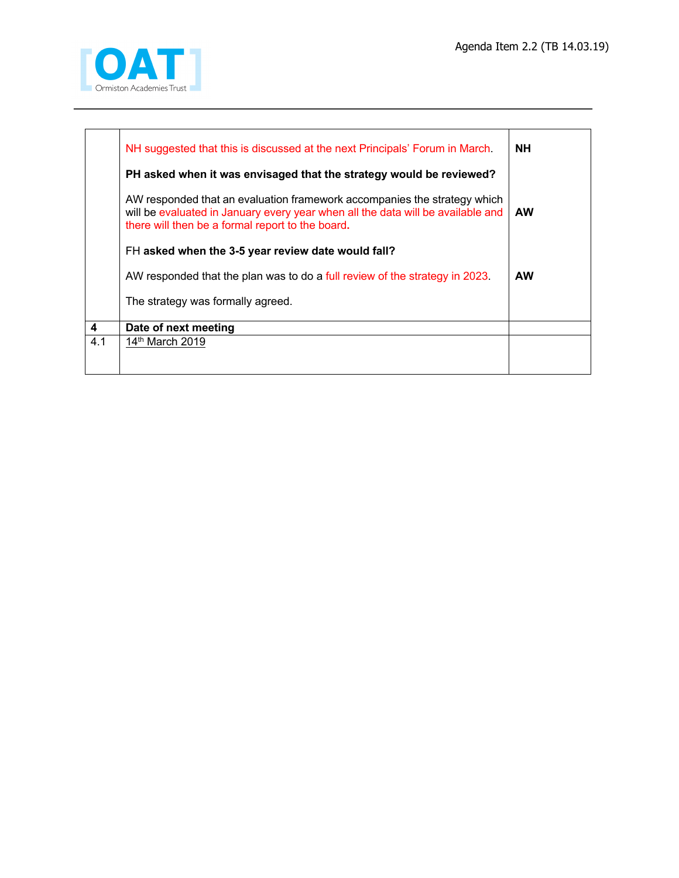| | | |
|---|---|---|
| | NH suggested that this is discussed at the next Principals' Forum in March. | **NH** |
| | **PH asked when it was envisaged that the strategy would be reviewed?** | |
| | AW responded that an evaluation framework accompanies the strategy which will be evaluated in January every year when all the data will be available and there will then be a formal report to the board. | **AW** |
| | FH **asked when the 3-5 year review date would fall?** | |
| | AW responded that the plan was to do a full review of the strategy in 2023. | **AW** |
| | The strategy was formally agreed. | |
| **4** | **Date of next meeting** | |
| 4.1 | 14th March 2019 | |